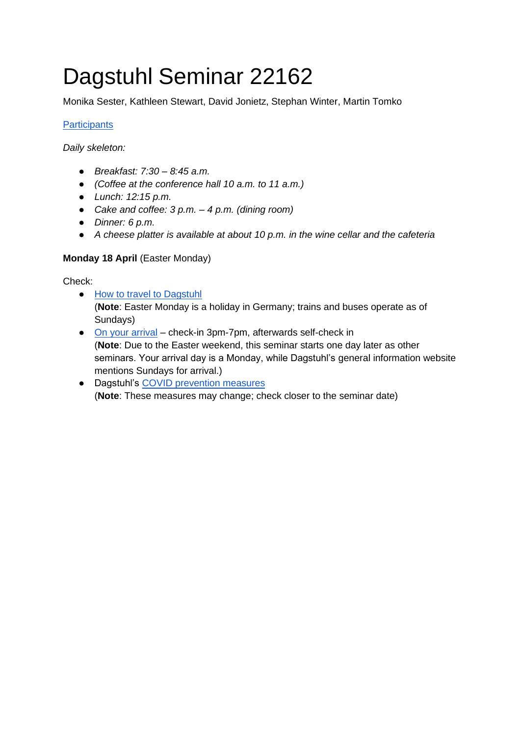# Dagstuhl Seminar 22162

Monika Sester, Kathleen Stewart, David Jonietz, Stephan Winter, Martin Tomko

Participants

*Daily skeleton:*

- *Breakfast: 7:30 – 8:45 a.m.*
- *(Coffee at the conference hall 10 a.m. to 11 a.m.)*
- *Lunch: 12:15 p.m.*
- *Cake and coffee: 3 p.m. – 4 p.m. (dining room)*
- *Dinner: 6 p.m.*
- *A cheese platter is available at about 10 p.m. in the wine cellar and the cafeteria*

**Monday 18 April** (Easter Monday)

Check:

- How to travel to Dagstuhl
  (**Note**: Easter Monday is a holiday in Germany; trains and buses operate as of Sundays)
- On your arrival – check-in 3pm-7pm, afterwards self-check in
  (**Note**: Due to the Easter weekend, this seminar starts one day later as other seminars. Your arrival day is a Monday, while Dagstuhl's general information website mentions Sundays for arrival.)
- Dagstuhl's COVID prevention measures
  (**Note**: These measures may change; check closer to the seminar date)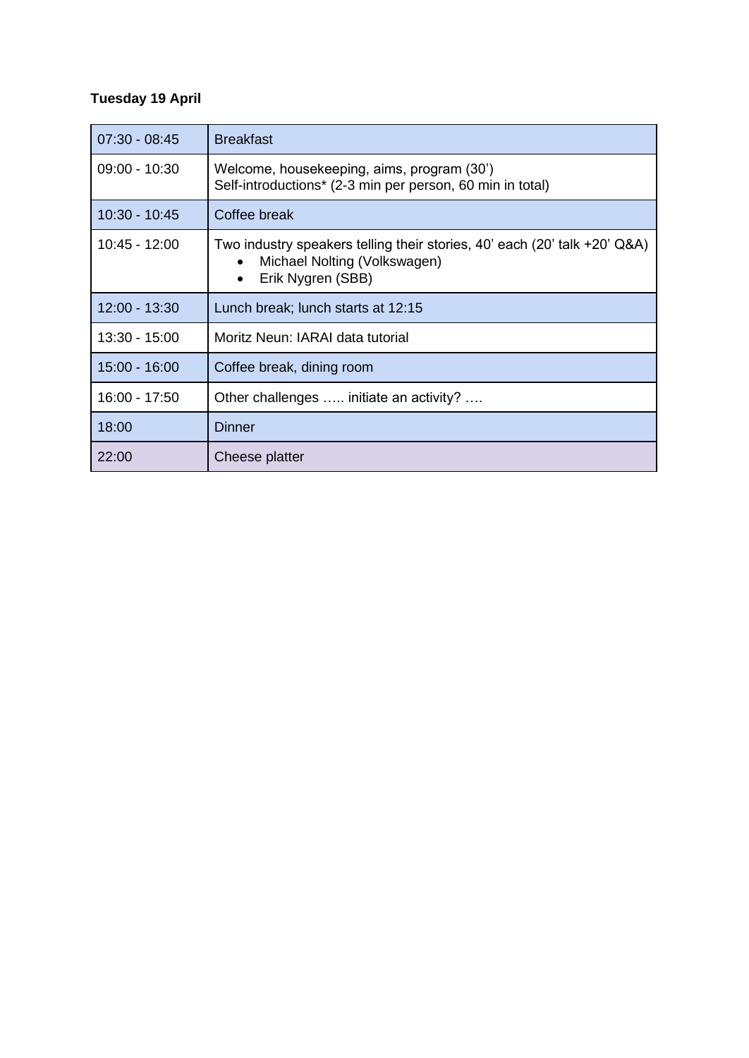**Tuesday 19 April**

| | |
|---|---|
| 07:30 - 08:45 | Breakfast |
| 09:00 - 10:30 | Welcome, housekeeping, aims, program (30’)<br>Self-introductions* (2-3 min per person, 60 min in total) |
| 10:30 - 10:45 | Coffee break |
| 10:45 - 12:00 | Two industry speakers telling their stories, 40’ each (20’ talk +20’ Q&A)<br>• Michael Nolting (Volkswagen)<br>• Erik Nygren (SBB) |
| 12:00 - 13:30 | Lunch break; lunch starts at 12:15 |
| 13:30 - 15:00 | Moritz Neun: IARAI data tutorial |
| 15:00 - 16:00 | Coffee break, dining room |
| 16:00 - 17:50 | Other challenges ….. initiate an activity? …. |
| 18:00 | Dinner |
| 22:00 | Cheese platter |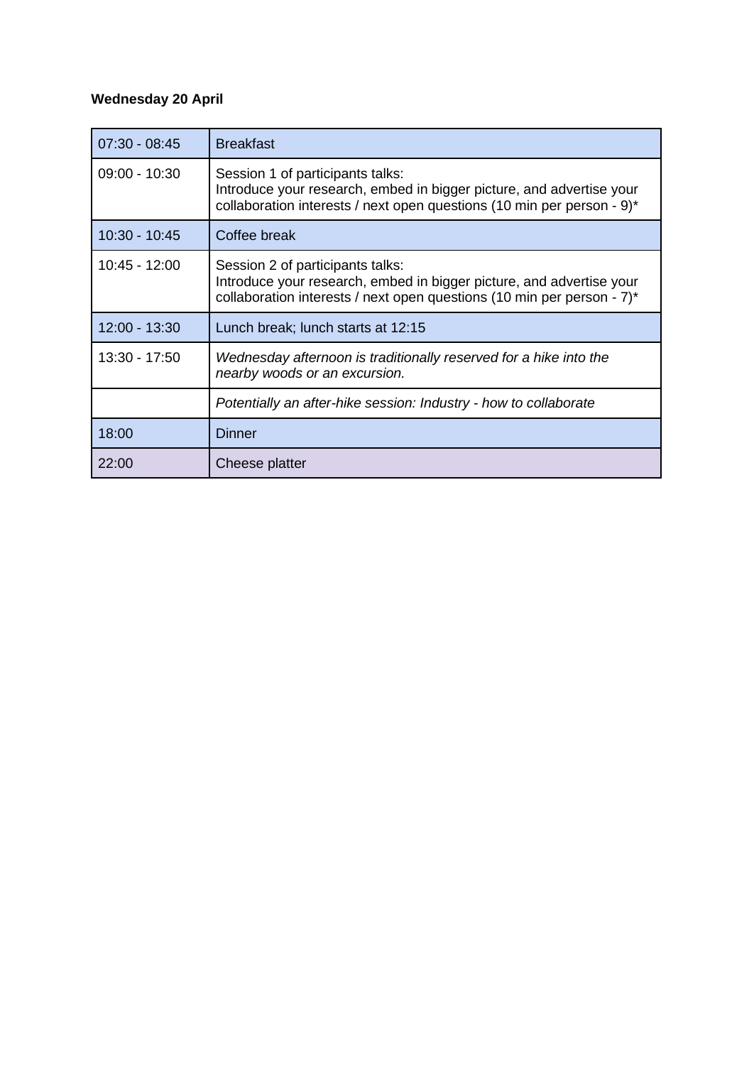**Wednesday 20 April**

| | |
|---|---|
| 07:30 - 08:45 | Breakfast |
| 09:00 - 10:30 | Session 1 of participants talks:<br>Introduce your research, embed in bigger picture, and advertise your collaboration interests / next open questions (10 min per person - 9)* |
| 10:30 - 10:45 | Coffee break |
| 10:45 - 12:00 | Session 2 of participants talks:<br>Introduce your research, embed in bigger picture, and advertise your collaboration interests / next open questions (10 min per person - 7)* |
| 12:00 - 13:30 | Lunch break; lunch starts at 12:15 |
| 13:30 - 17:50 | *Wednesday afternoon is traditionally reserved for a hike into the nearby woods or an excursion.* |
| | *Potentially an after-hike session: Industry - how to collaborate* |
| 18:00 | Dinner |
| 22:00 | Cheese platter |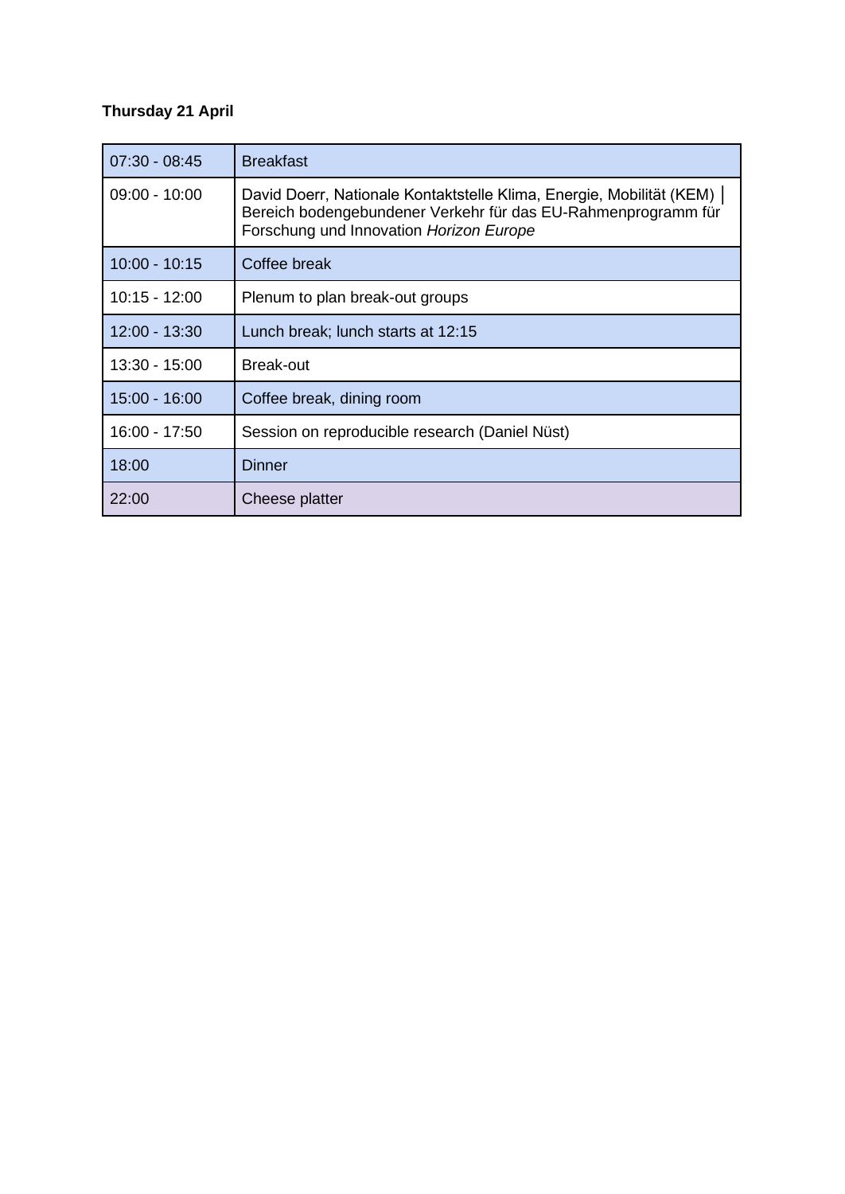**Thursday 21 April**

| | |
|---|---|
| 07:30 - 08:45 | Breakfast |
| 09:00 - 10:00 | David Doerr, Nationale Kontaktstelle Klima, Energie, Mobilität (KEM) │ Bereich bodengebundener Verkehr für das EU-Rahmenprogramm für Forschung und Innovation *Horizon Europe* |
| 10:00 - 10:15 | Coffee break |
| 10:15 - 12:00 | Plenum to plan break-out groups |
| 12:00 - 13:30 | Lunch break; lunch starts at 12:15 |
| 13:30 - 15:00 | Break-out |
| 15:00 - 16:00 | Coffee break, dining room |
| 16:00 - 17:50 | Session on reproducible research (Daniel Nüst) |
| 18:00 | Dinner |
| 22:00 | Cheese platter |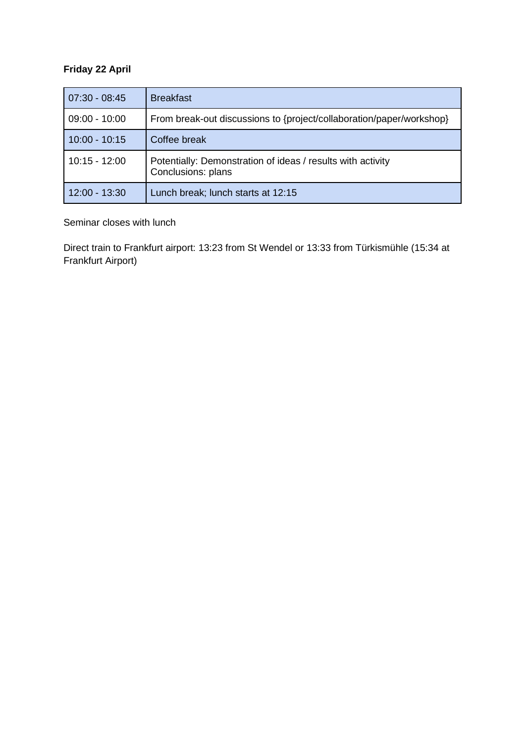**Friday 22 April**

| | |
|---|---|
| 07:30 - 08:45 | Breakfast |
| 09:00 - 10:00 | From break-out discussions to {project/collaboration/paper/workshop} |
| 10:00 - 10:15 | Coffee break |
| 10:15 - 12:00 | Potentially: Demonstration of ideas / results with activity<br>Conclusions: plans |
| 12:00 - 13:30 | Lunch break; lunch starts at 12:15 |

Seminar closes with lunch

Direct train to Frankfurt airport: 13:23 from St Wendel or 13:33 from Türkismühle (15:34 at Frankfurt Airport)